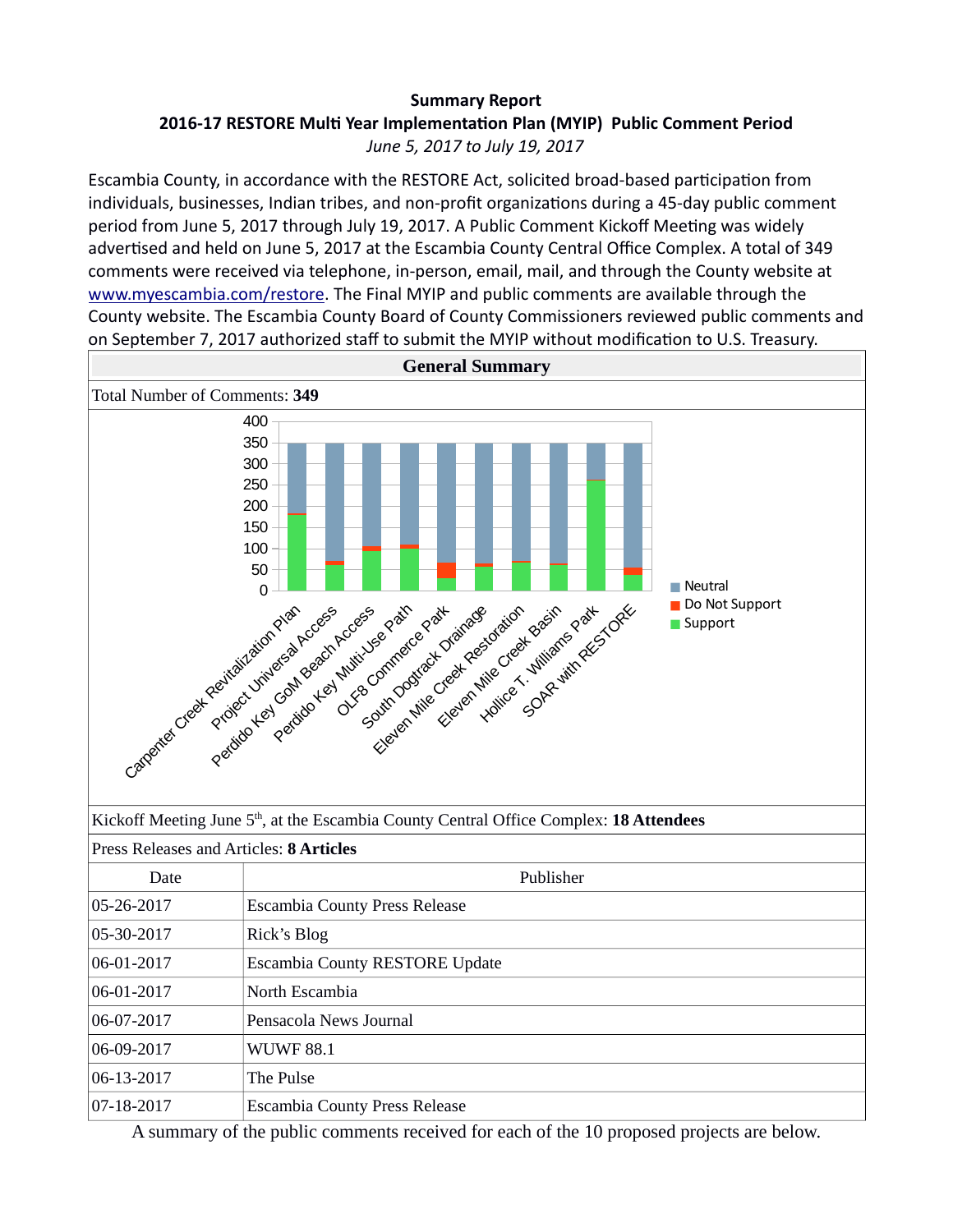**Summary Report**
**2016-17 RESTORE Multi Year Implementation Plan (MYIP) Public Comment Period**
*June 5, 2017 to July 19, 2017*

Escambia County, in accordance with the RESTORE Act, solicited broad-based participation from individuals, businesses, Indian tribes, and non-profit organizations during a 45-day public comment period from June 5, 2017 through July 19, 2017. A Public Comment Kickoff Meeting was widely advertised and held on June 5, 2017 at the Escambia County Central Office Complex. A total of 349 comments were received via telephone, in-person, email, mail, and through the County website at www.myescambia.com/restore. The Final MYIP and public comments are available through the County website. The Escambia County Board of County Commissioners reviewed public comments and on September 7, 2017 authorized staff to submit the MYIP without modification to U.S. Treasury.

## General Summary

Total Number of Comments: **349**

400
350
300
250
200
150
100
50
0

Carpenter Creek Revitalization Plan
Project Universal Access
Perdido Key GoM Beach Access
Perdido Key Multi-Use Path
OLF8 Commerce Park
South Dogtrack Drainage
Eleven Mile Creek Restoration
Eleven Mile Creek Basin
Hollice T. Williams Park
SOAR with RESTORE

Neutral
Do Not Support
Support

Kickoff Meeting June 5th, at the Escambia County Central Office Complex: **18 Attendees**

Press Releases and Articles: **8 Articles**

| Date | Publisher |
|---|---|
| 05-26-2017 | Escambia County Press Release |
| 05-30-2017 | Rick's Blog |
| 06-01-2017 | Escambia County RESTORE Update |
| 06-01-2017 | North Escambia |
| 06-07-2017 | Pensacola News Journal |
| 06-09-2017 | WUWF 88.1 |
| 06-13-2017 | The Pulse |
| 07-18-2017 | Escambia County Press Release |

A summary of the public comments received for each of the 10 proposed projects are below.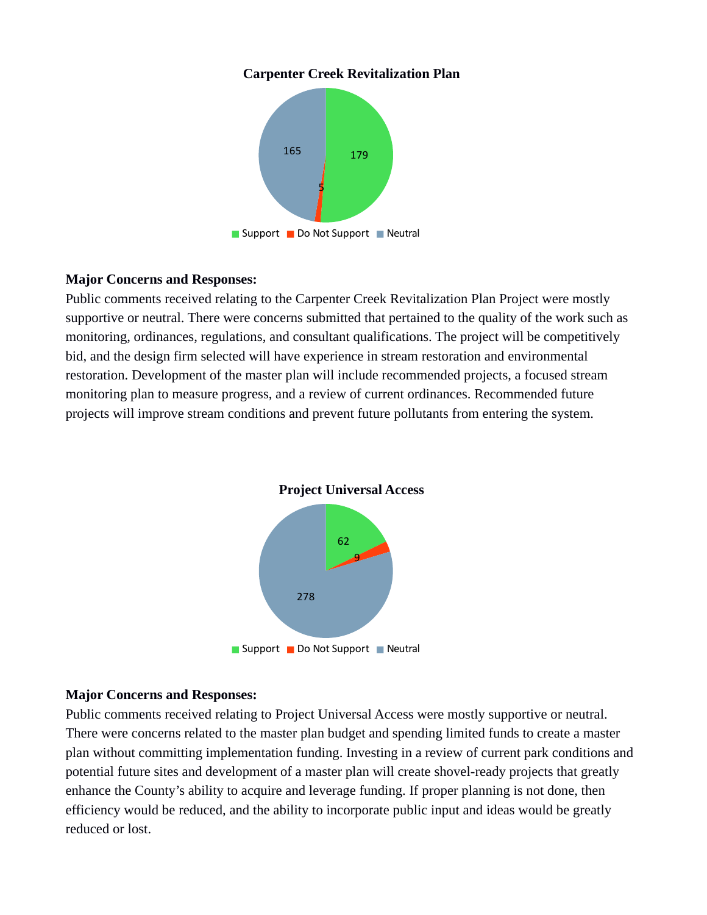**Carpenter Creek Revitalization Plan**

165

179

5

Support Do Not Support Neutral

**Major Concerns and Responses:**

Public comments received relating to the Carpenter Creek Revitalization Plan Project were mostly supportive or neutral. There were concerns submitted that pertained to the quality of the work such as monitoring, ordinances, regulations, and consultant qualifications. The project will be competitively bid, and the design firm selected will have experience in stream restoration and environmental restoration. Development of the master plan will include recommended projects, a focused stream monitoring plan to measure progress, and a review of current ordinances. Recommended future projects will improve stream conditions and prevent future pollutants from entering the system.

**Project Universal Access**

62

9

278

Support Do Not Support Neutral

**Major Concerns and Responses:**

Public comments received relating to Project Universal Access were mostly supportive or neutral. There were concerns related to the master plan budget and spending limited funds to create a master plan without committing implementation funding. Investing in a review of current park conditions and potential future sites and development of a master plan will create shovel-ready projects that greatly enhance the County's ability to acquire and leverage funding. If proper planning is not done, then efficiency would be reduced, and the ability to incorporate public input and ideas would be greatly reduced or lost.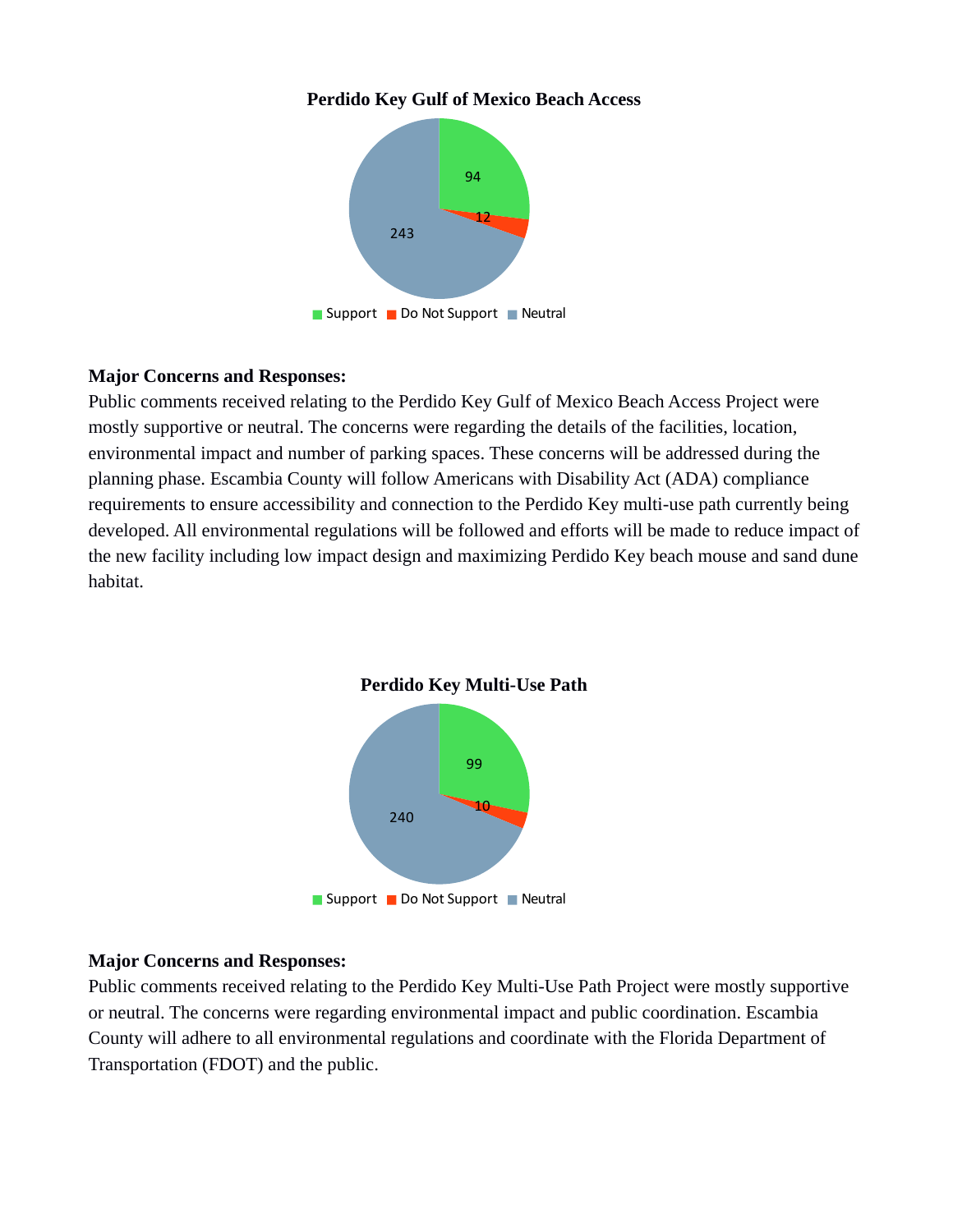**Perdido Key Gulf of Mexico Beach Access**

94

12

243

Support Do Not Support Neutral

**Major Concerns and Responses:**
Public comments received relating to the Perdido Key Gulf of Mexico Beach Access Project were mostly supportive or neutral. The concerns were regarding the details of the facilities, location, environmental impact and number of parking spaces. These concerns will be addressed during the planning phase. Escambia County will follow Americans with Disability Act (ADA) compliance requirements to ensure accessibility and connection to the Perdido Key multi-use path currently being developed. All environmental regulations will be followed and efforts will be made to reduce impact of the new facility including low impact design and maximizing Perdido Key beach mouse and sand dune habitat.

**Perdido Key Multi-Use Path**

99

10

240

Support Do Not Support Neutral

**Major Concerns and Responses:**
Public comments received relating to the Perdido Key Multi-Use Path Project were mostly supportive or neutral. The concerns were regarding environmental impact and public coordination. Escambia County will adhere to all environmental regulations and coordinate with the Florida Department of Transportation (FDOT) and the public.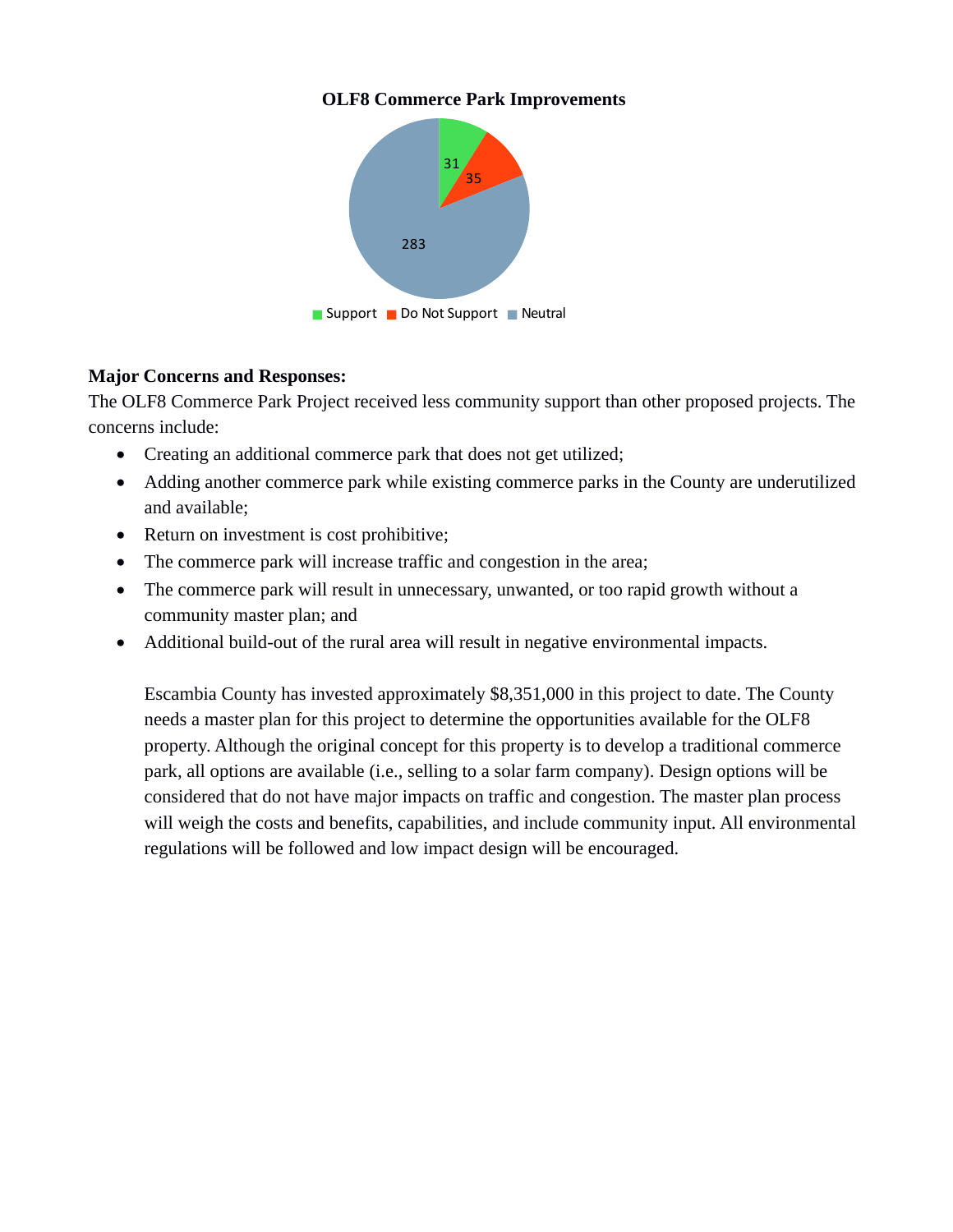**OLF8 Commerce Park Improvements**

31

35

283

Support Do Not Support Neutral

**Major Concerns and Responses:**

The OLF8 Commerce Park Project received less community support than other proposed projects. The concerns include:

- Creating an additional commerce park that does not get utilized;
- Adding another commerce park while existing commerce parks in the County are underutilized and available;
- Return on investment is cost prohibitive;
- The commerce park will increase traffic and congestion in the area;
- The commerce park will result in unnecessary, unwanted, or too rapid growth without a community master plan; and
- Additional build-out of the rural area will result in negative environmental impacts.

Escambia County has invested approximately $8,351,000 in this project to date. The County needs a master plan for this project to determine the opportunities available for the OLF8 property. Although the original concept for this property is to develop a traditional commerce park, all options are available (i.e., selling to a solar farm company). Design options will be considered that do not have major impacts on traffic and congestion. The master plan process will weigh the costs and benefits, capabilities, and include community input. All environmental regulations will be followed and low impact design will be encouraged.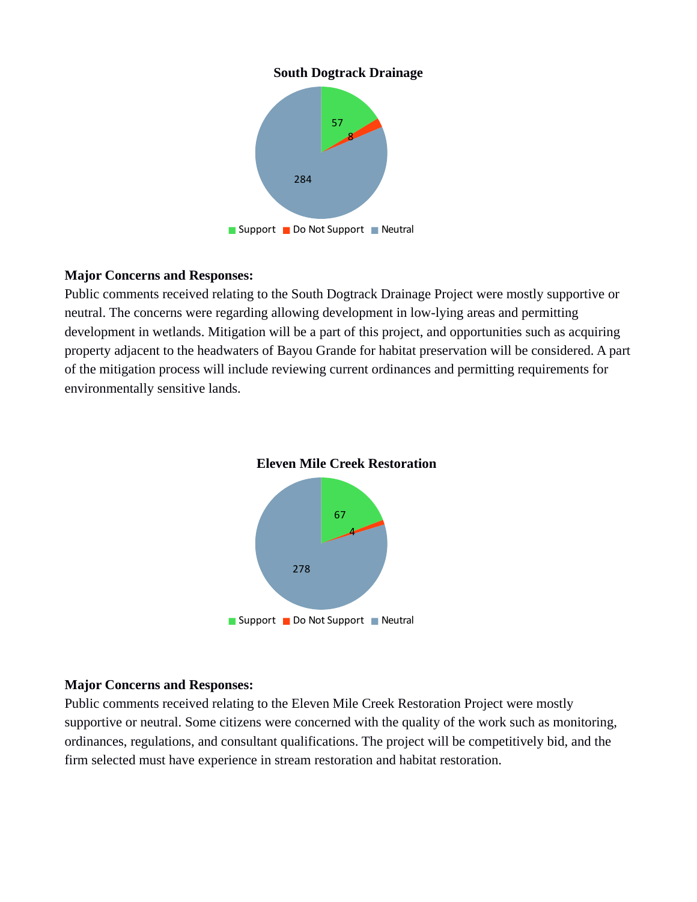**South Dogtrack Drainage**

| Support | Do Not Support | Neutral |
| --- | --- | --- |
| 57 | 8 | 284 |

**Major Concerns and Responses:**

Public comments received relating to the South Dogtrack Drainage Project were mostly supportive or neutral. The concerns were regarding allowing development in low-lying areas and permitting development in wetlands. Mitigation will be a part of this project, and opportunities such as acquiring property adjacent to the headwaters of Bayou Grande for habitat preservation will be considered. A part of the mitigation process will include reviewing current ordinances and permitting requirements for environmentally sensitive lands.

**Eleven Mile Creek Restoration**

| Support | Do Not Support | Neutral |
| --- | --- | --- |
| 67 | 4 | 278 |

**Major Concerns and Responses:**

Public comments received relating to the Eleven Mile Creek Restoration Project were mostly supportive or neutral. Some citizens were concerned with the quality of the work such as monitoring, ordinances, regulations, and consultant qualifications. The project will be competitively bid, and the firm selected must have experience in stream restoration and habitat restoration.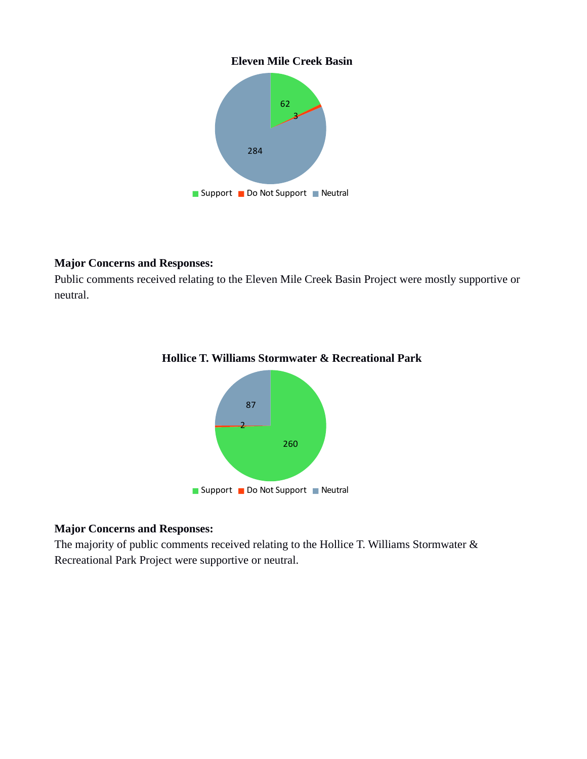**Eleven Mile Creek Basin**

62

3

284

Support  Do Not Support  Neutral

**Major Concerns and Responses:**

Public comments received relating to the Eleven Mile Creek Basin Project were mostly supportive or neutral.

**Hollice T. Williams Stormwater & Recreational Park**

87

2

260

Support  Do Not Support  Neutral

**Major Concerns and Responses:**

The majority of public comments received relating to the Hollice T. Williams Stormwater & Recreational Park Project were supportive or neutral.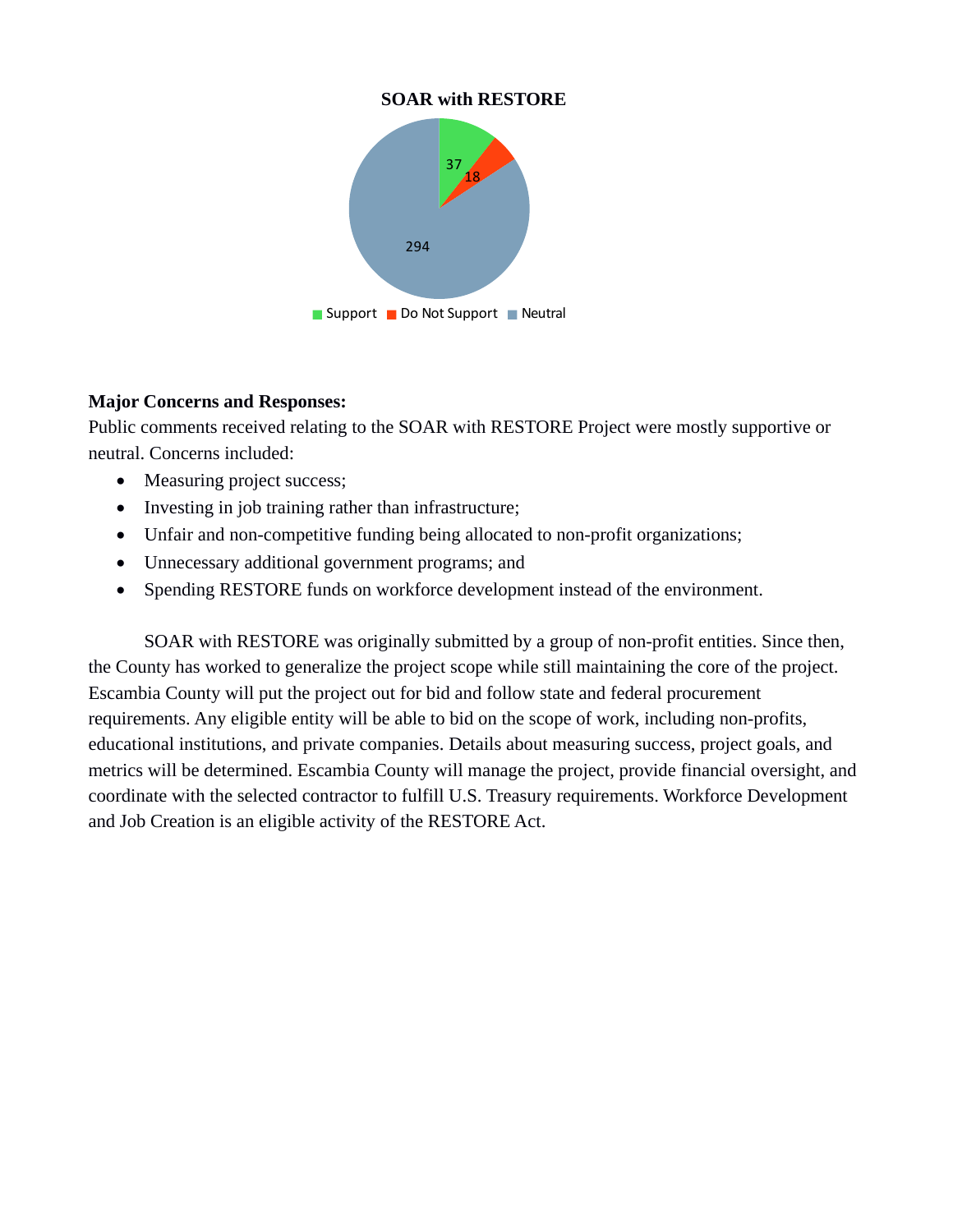**SOAR with RESTORE**

37

18

294

Support Do Not Support Neutral

**Major Concerns and Responses:**

Public comments received relating to the SOAR with RESTORE Project were mostly supportive or neutral. Concerns included:

- Measuring project success;
- Investing in job training rather than infrastructure;
- Unfair and non-competitive funding being allocated to non-profit organizations;
- Unnecessary additional government programs; and
- Spending RESTORE funds on workforce development instead of the environment.

SOAR with RESTORE was originally submitted by a group of non-profit entities. Since then, the County has worked to generalize the project scope while still maintaining the core of the project. Escambia County will put the project out for bid and follow state and federal procurement requirements. Any eligible entity will be able to bid on the scope of work, including non-profits, educational institutions, and private companies. Details about measuring success, project goals, and metrics will be determined. Escambia County will manage the project, provide financial oversight, and coordinate with the selected contractor to fulfill U.S. Treasury requirements. Workforce Development and Job Creation is an eligible activity of the RESTORE Act.